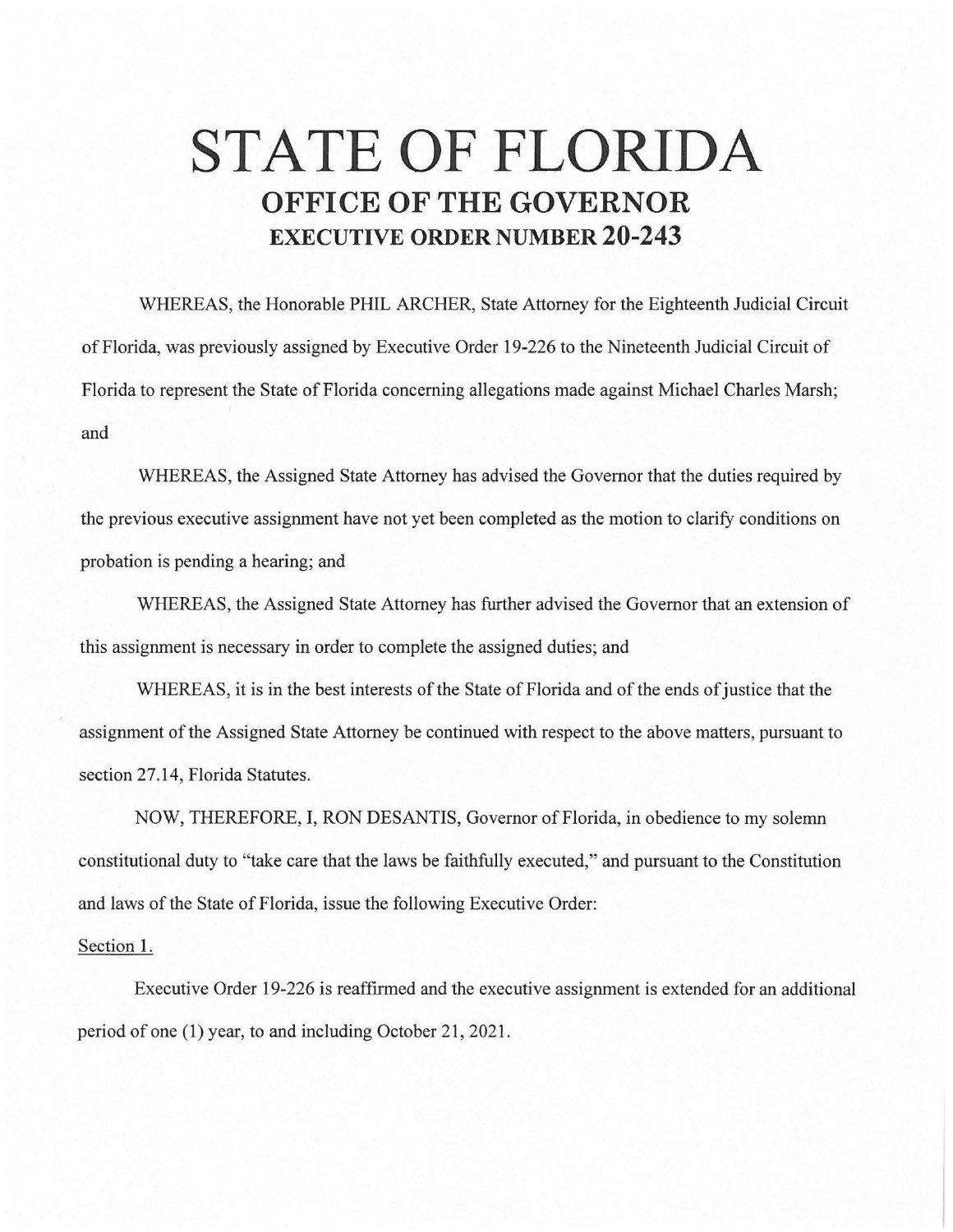# STATE OF FLORIDA

## OFFICE OF THE GOVERNOR

### EXECUTIVE ORDER NUMBER 20-243

WHEREAS, the Honorable PHIL ARCHER, State Attorney for the Eighteenth Judicial Circuit of Florida, was previously assigned by Executive Order 19-226 to the Nineteenth Judicial Circuit of Florida to represent the State of Florida concerning allegations made against Michael Charles Marsh; and

WHEREAS, the Assigned State Attorney has advised the Governor that the duties required by the previous executive assignment have not yet been completed as the motion to clarify conditions on probation is pending a hearing; and

WHEREAS, the Assigned State Attorney has further advised the Governor that an extension of this assignment is necessary in order to complete the assigned duties; and

WHEREAS, it is in the best interests of the State of Florida and of the ends of justice that the assignment of the Assigned State Attorney be continued with respect to the above matters, pursuant to section 27.14, Florida Statutes.

NOW, THEREFORE, I, RON DESANTIS, Governor of Florida, in obedience to my solemn constitutional duty to "take care that the laws be faithfully executed," and pursuant to the Constitution and laws of the State of Florida, issue the following Executive Order:

Section 1.

Executive Order 19-226 is reaffirmed and the executive assignment is extended for an additional period of one (1) year, to and including October 21, 2021.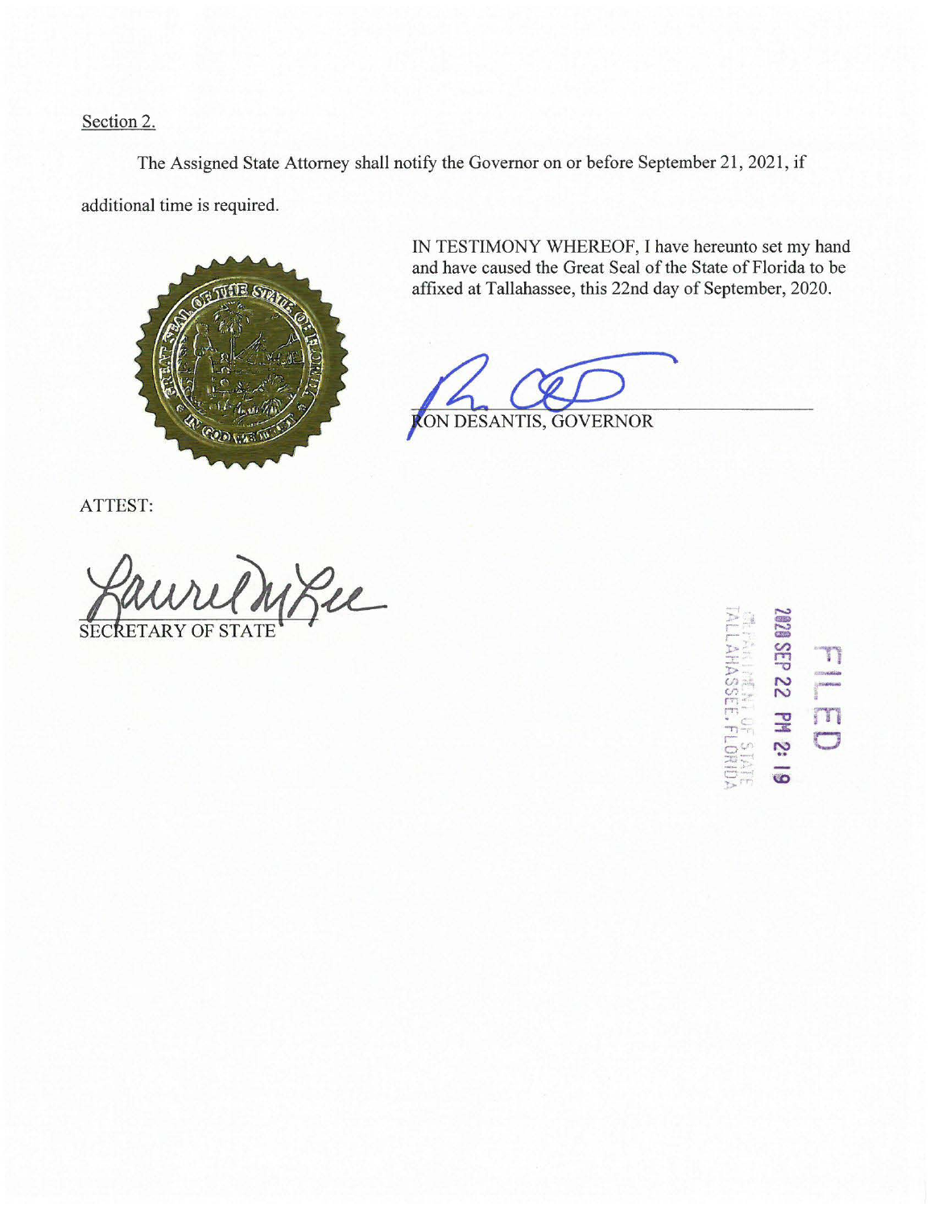Section 2.

The Assigned State Attorney shall notify the Governor on or before September 21, 2021, if additional time is required.

IN TESTIMONY WHEREOF, I have hereunto set my hand and have caused the Great Seal of the State of Florida to be affixed at Tallahassee, this 22nd day of September, 2020.

RON DESANTIS, GOVERNOR

ATTEST:

SECRETARY OF STATE

FILED
2020 SEP 22 PM 2:19
DEPARTMENT OF STATE
TALLAHASSEE, FLORIDA